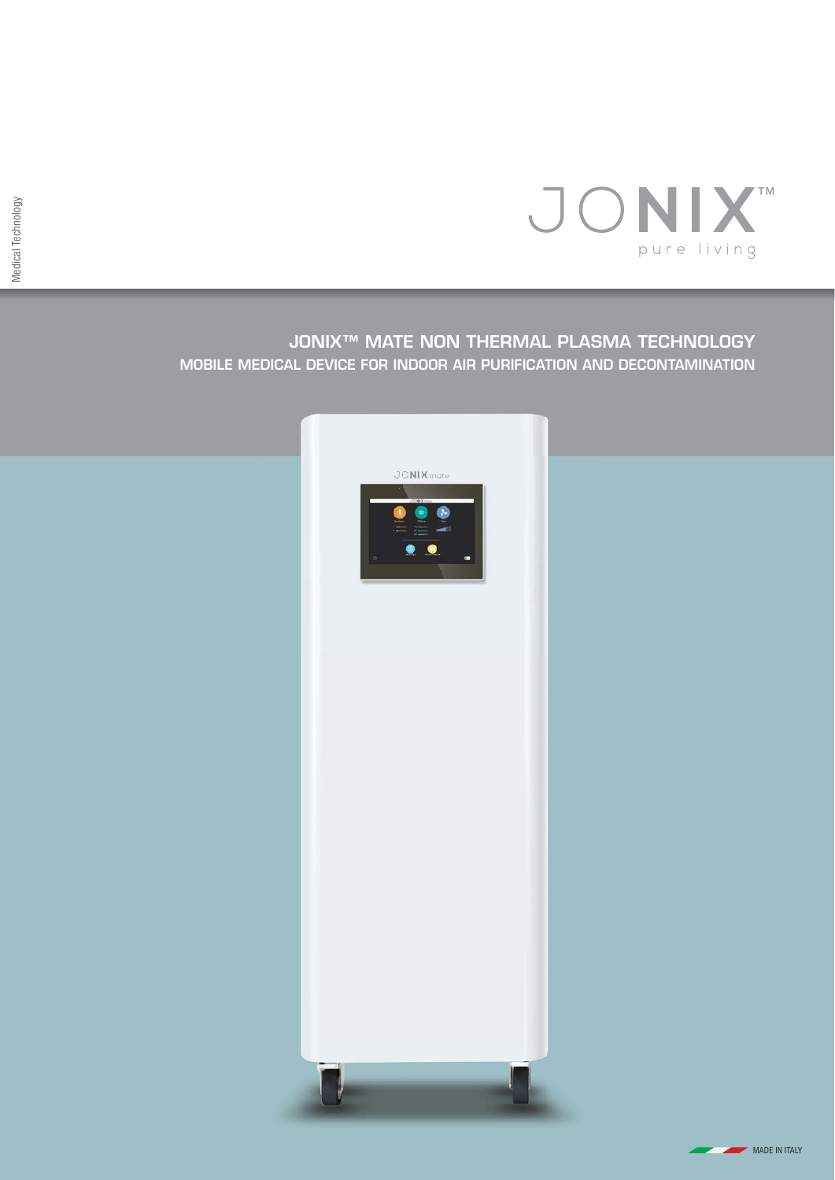Medical Technology

JONIX™

pure living

# JONIX™ MATE NON THERMAL PLASMA TECHNOLOGY

## MOBILE MEDICAL DEVICE FOR INDOOR AIR PURIFICATION AND DECONTAMINATION

MADE IN ITALY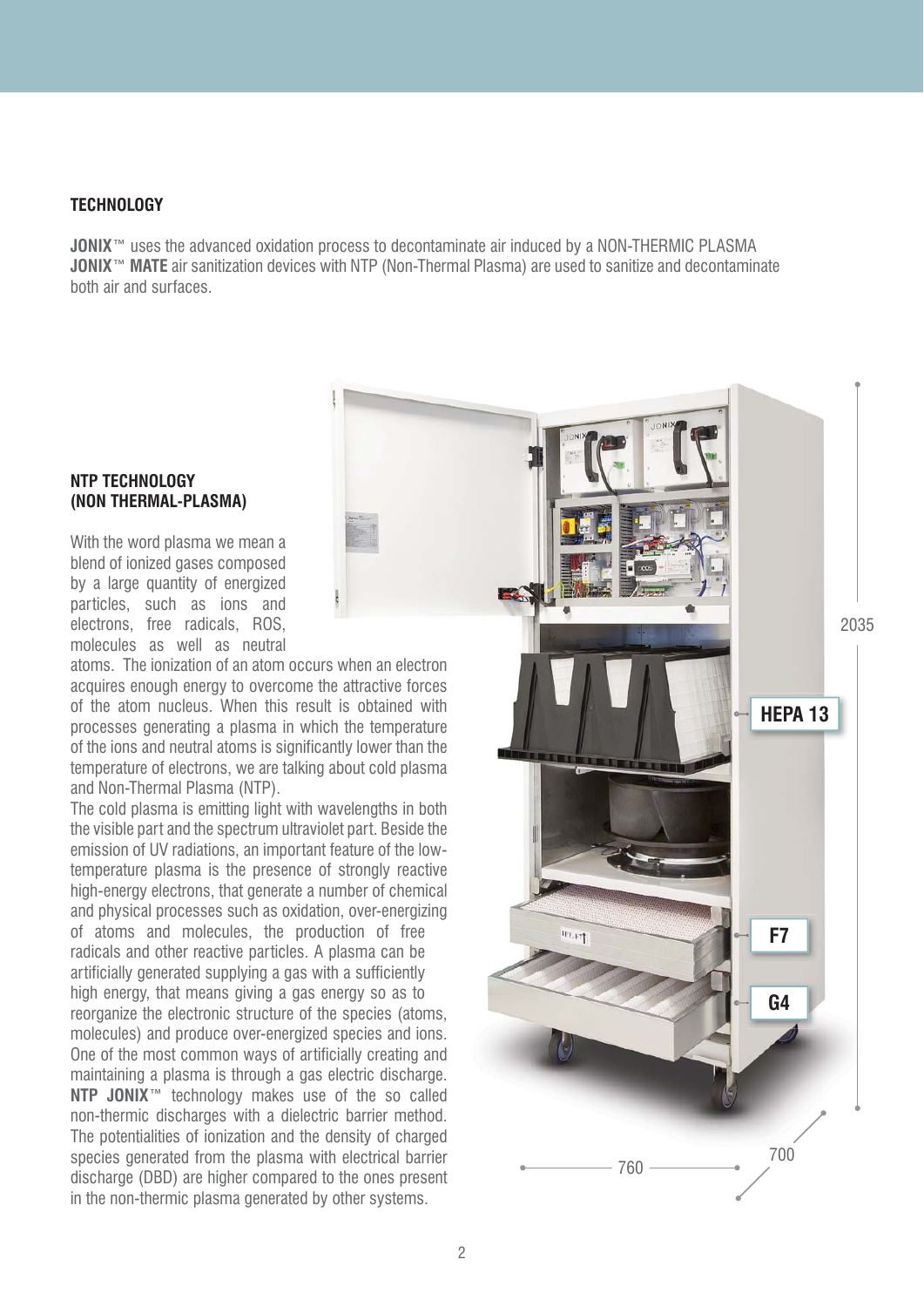## TECHNOLOGY

**JONIX**™ uses the advanced oxidation process to decontaminate air induced by a NON-THERMIC PLASMA
**JONIX**™ **MATE** air sanitization devices with NTP (Non-Thermal Plasma) are used to sanitize and decontaminate both air and surfaces.

### NTP TECHNOLOGY (NON THERMAL-PLASMA)

With the word plasma we mean a blend of ionized gases composed by a large quantity of energized particles, such as ions and electrons, free radicals, ROS, molecules as well as neutral atoms. The ionization of an atom occurs when an electron acquires enough energy to overcome the attractive forces of the atom nucleus. When this result is obtained with processes generating a plasma in which the temperature of the ions and neutral atoms is significantly lower than the temperature of electrons, we are talking about cold plasma and Non-Thermal Plasma (NTP).

The cold plasma is emitting light with wavelengths in both the visible part and the spectrum ultraviolet part. Beside the emission of UV radiations, an important feature of the low-temperature plasma is the presence of strongly reactive high-energy electrons, that generate a number of chemical and physical processes such as oxidation, over-energizing of atoms and molecules, the production of free radicals and other reactive particles. A plasma can be artificially generated supplying a gas with a sufficiently high energy, that means giving a gas energy so as to reorganize the electronic structure of the species (atoms, molecules) and produce over-energized species and ions. One of the most common ways of artificially creating and maintaining a plasma is through a gas electric discharge. **NTP JONIX**™ technology makes use of the so called non-thermic discharges with a dielectric barrier method. The potentialities of ionization and the density of charged species generated from the plasma with electrical barrier discharge (DBD) are higher compared to the ones present in the non-thermic plasma generated by other systems.

2035

HEPA 13

F7

G4

760

700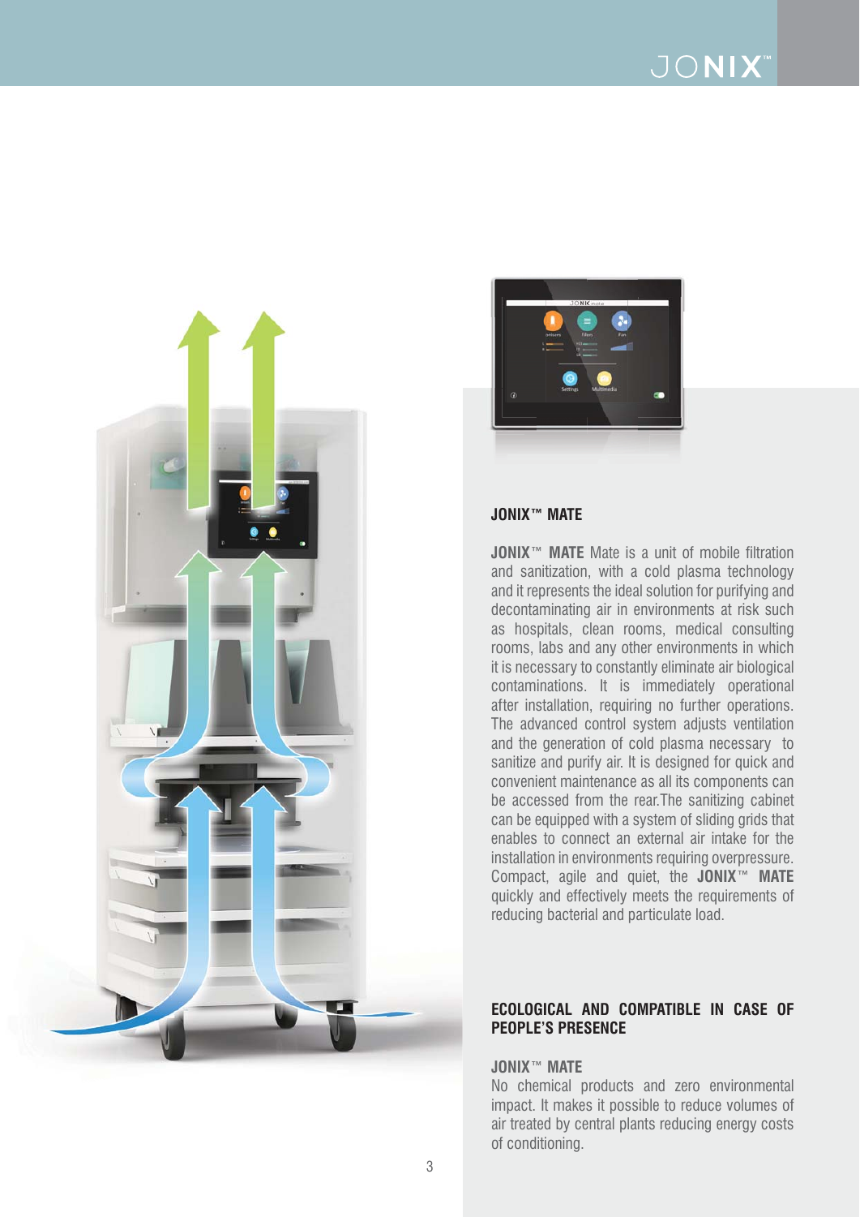## JONIX™ MATE

**JONIX™ MATE** Mate is a unit of mobile filtration and sanitization, with a cold plasma technology and it represents the ideal solution for purifying and decontaminating air in environments at risk such as hospitals, clean rooms, medical consulting rooms, labs and any other environments in which it is necessary to constantly eliminate air biological contaminations. It is immediately operational after installation, requiring no further operations. The advanced control system adjusts ventilation and the generation of cold plasma necessary to sanitize and purify air. It is designed for quick and convenient maintenance as all its components can be accessed from the rear.The sanitizing cabinet can be equipped with a system of sliding grids that enables to connect an external air intake for the installation in environments requiring overpressure. Compact, agile and quiet, the **JONIX™ MATE** quickly and effectively meets the requirements of reducing bacterial and particulate load.

## ECOLOGICAL AND COMPATIBLE IN CASE OF PEOPLE'S PRESENCE

**JONIX™ MATE**

No chemical products and zero environmental impact. It makes it possible to reduce volumes of air treated by central plants reducing energy costs of conditioning.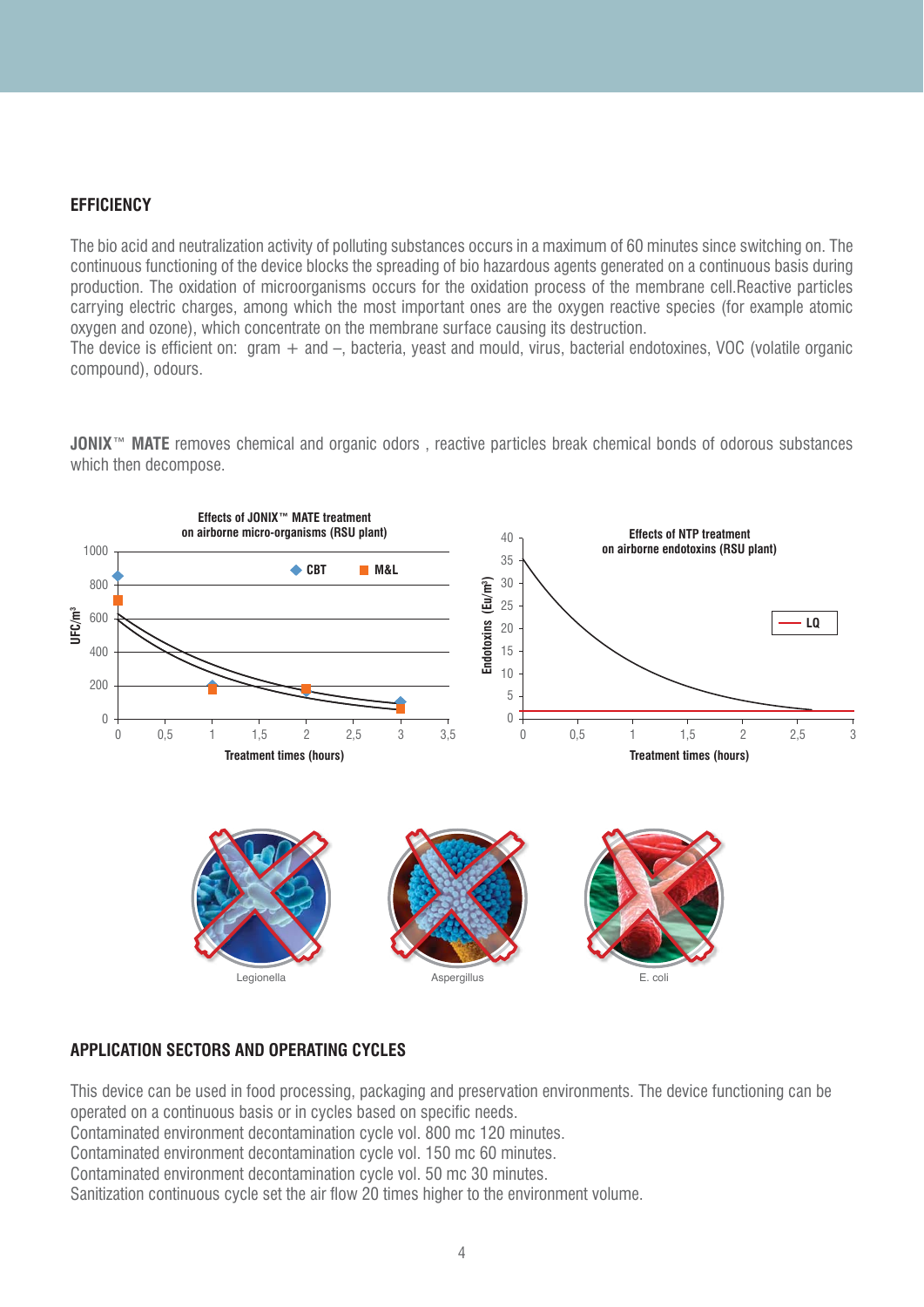## EFFICIENCY

The bio acid and neutralization activity of polluting substances occurs in a maximum of 60 minutes since switching on. The continuous functioning of the device blocks the spreading of bio hazardous agents generated on a continuous basis during production. The oxidation of microorganisms occurs for the oxidation process of the membrane cell.Reactive particles carrying electric charges, among which the most important ones are the oxygen reactive species (for example atomic oxygen and ozone), which concentrate on the membrane surface causing its destruction.
The device is efficient on: gram + and –, bacteria, yeast and mould, virus, bacterial endotoxines, VOC (volatile organic compound), odours.

**JONIX™ MATE** removes chemical and organic odors , reactive particles break chemical bonds of odorous substances which then decompose.

Effects of JONIX™ MATE treatment on airborne micro-organisms (RSU plant)

Effects of NTP treatment on airborne endotoxins (RSU plant)

Legionella

Aspergillus

E. coli

## APPLICATION SECTORS AND OPERATING CYCLES

This device can be used in food processing, packaging and preservation environments. The device functioning can be operated on a continuous basis or in cycles based on specific needs.
Contaminated environment decontamination cycle vol. 800 mc 120 minutes.
Contaminated environment decontamination cycle vol. 150 mc 60 minutes.
Contaminated environment decontamination cycle vol. 50 mc 30 minutes.
Sanitization continuous cycle set the air flow 20 times higher to the environment volume.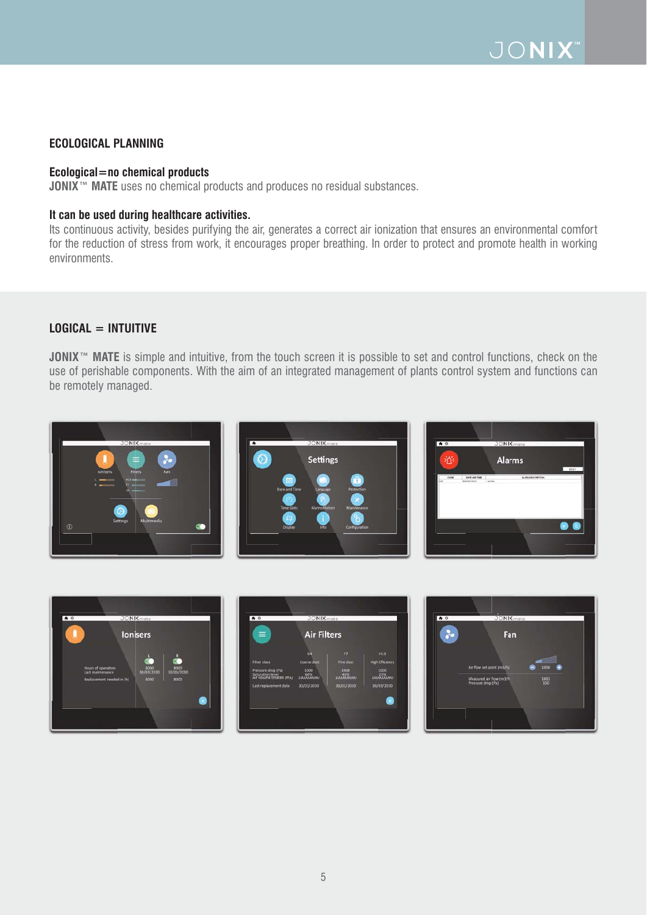## ECOLOGICAL PLANNING

**Ecological=no chemical products**
**JONIX™ MATE** uses no chemical products and produces no residual substances.

**It can be used during healthcare activities.**
Its continuous activity, besides purifying the air, generates a correct air ionization that ensures an environmental comfort for the reduction of stress from work, it encourages proper breathing. In order to protect and promote health in working environments.

## LOGICAL = INTUITIVE

**JONIX™ MATE** is simple and intuitive, from the touch screen it is possible to set and control functions, check on the use of perishable components. With the aim of an integrated management of plants control system and functions can be remotely managed.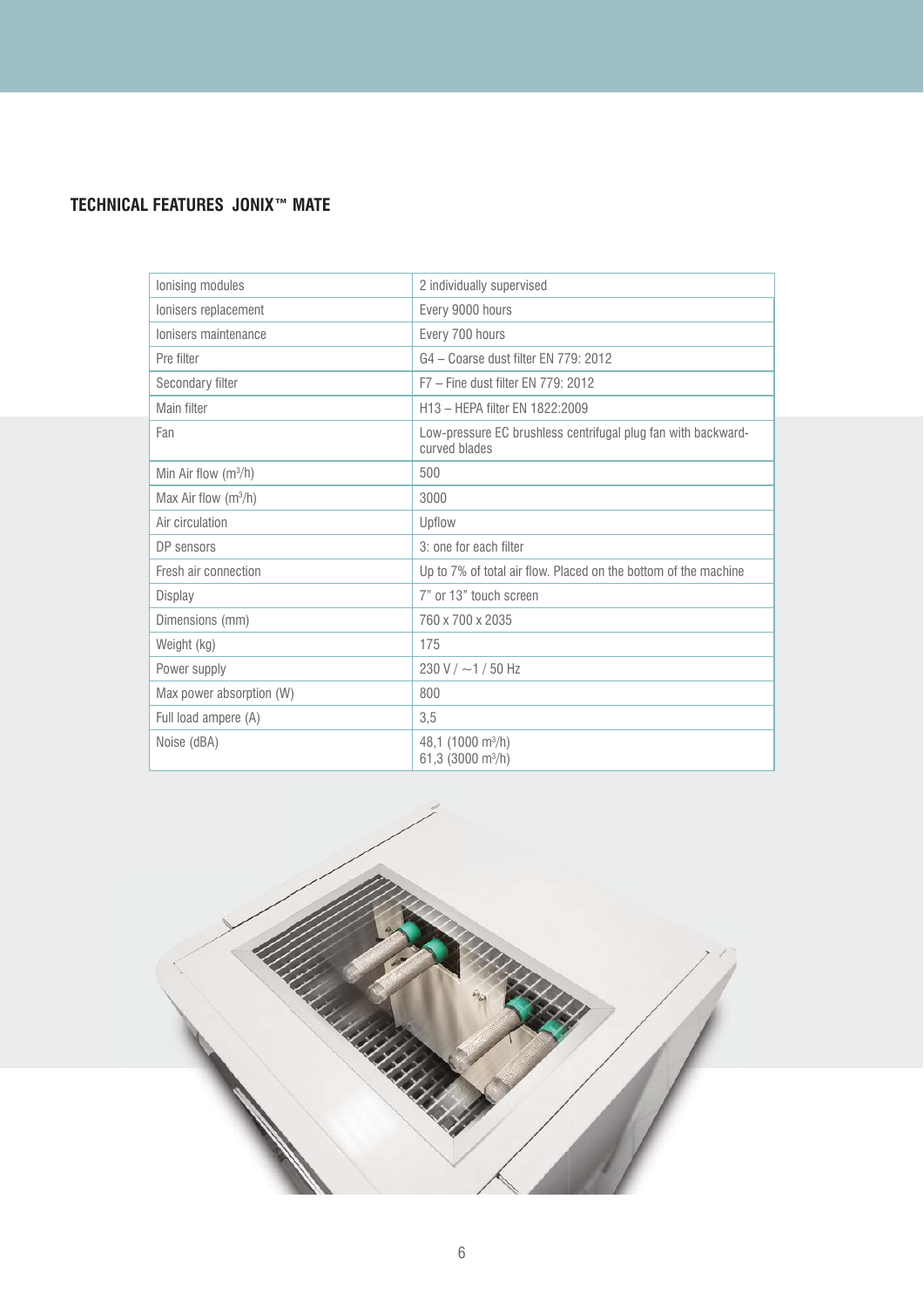## TECHNICAL FEATURES JONIX™ MATE

| | |
|---|---|
| Ionising modules | 2 individually supervised |
| Ionisers replacement | Every 9000 hours |
| Ionisers maintenance | Every 700 hours |
| Pre filter | G4 – Coarse dust filter EN 779: 2012 |
| Secondary filter | F7 – Fine dust filter EN 779: 2012 |
| Main filter | H13 – HEPA filter EN 1822:2009 |
| Fan | Low-pressure EC brushless centrifugal plug fan with backward-curved blades |
| Min Air flow ($m^3/h$) | 500 |
| Max Air flow ($m^3/h$) | 3000 |
| Air circulation | Upflow |
| DP sensors | 3: one for each filter |
| Fresh air connection | Up to 7% of total air flow. Placed on the bottom of the machine |
| Display | 7" or 13" touch screen |
| Dimensions (mm) | 760 x 700 x 2035 |
| Weight (kg) | 175 |
| Power supply | 230 V / ~1 / 50 Hz |
| Max power absorption (W) | 800 |
| Full load ampere (A) | 3,5 |
| Noise (dBA) | 48,1 (1000 $m^3/h$)<br>61,3 (3000 $m^3/h$) |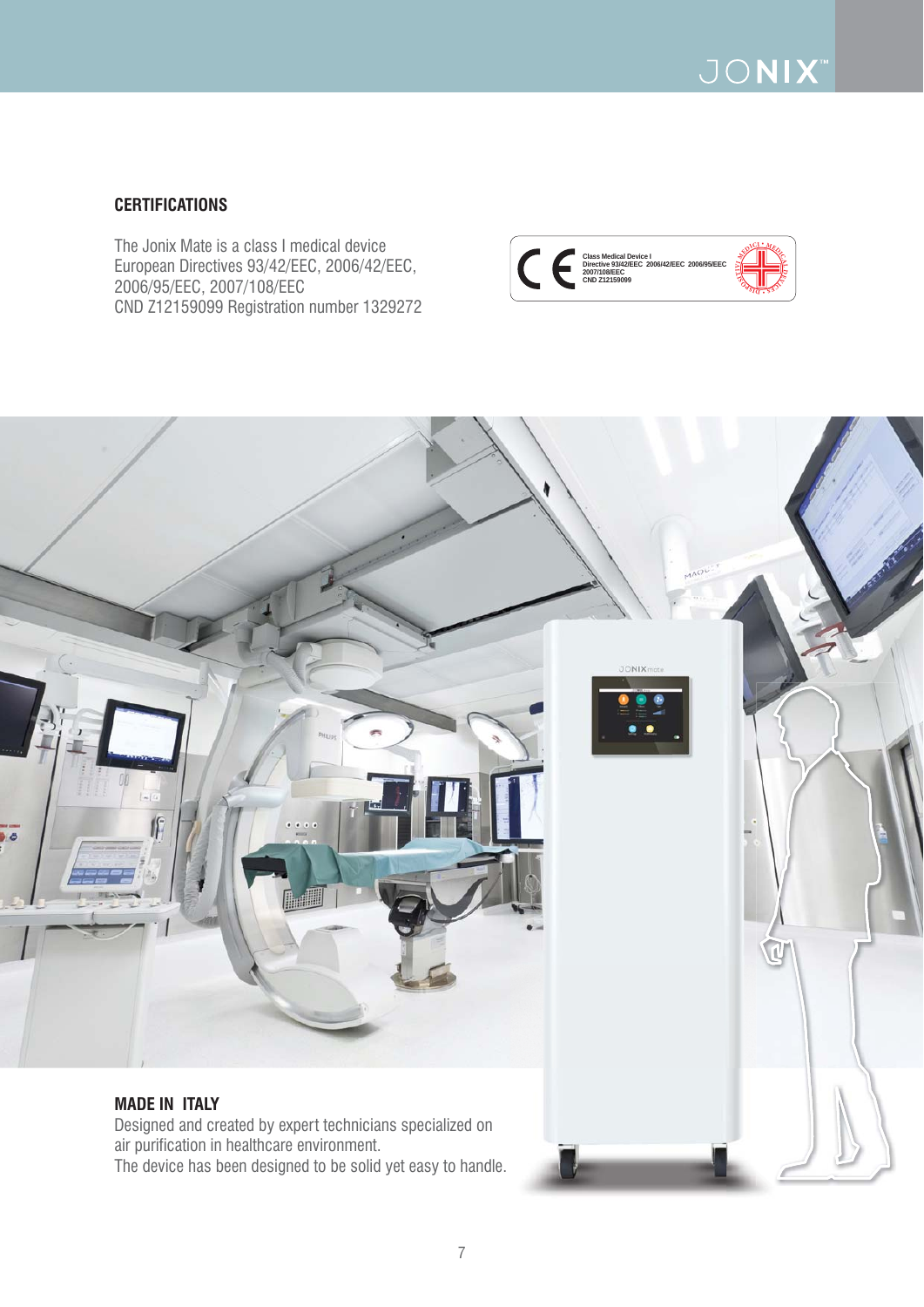## CERTIFICATIONS

The Jonix Mate is a class I medical device
European Directives 93/42/EEC, 2006/42/EEC, 2006/95/EEC, 2007/108/EEC
CND Z12159099 Registration number 1329272

## MADE IN ITALY

Designed and created by expert technicians specialized on air purification in healthcare environment.
The device has been designed to be solid yet easy to handle.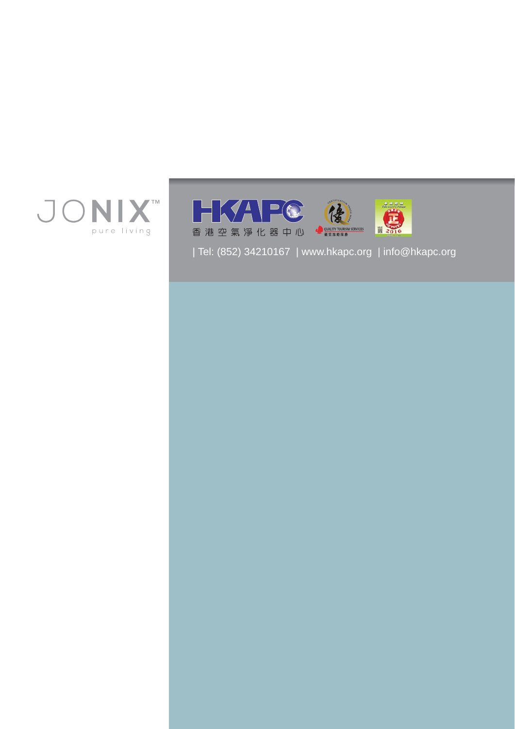JONIX™

pure living

HKAPC

香港空氣淨化器中心

QUALITY TOURISM SERVICES

優質旅遊服務

2016

| Tel: (852) 34210167 | www.hkapc.org | info@hkapc.org